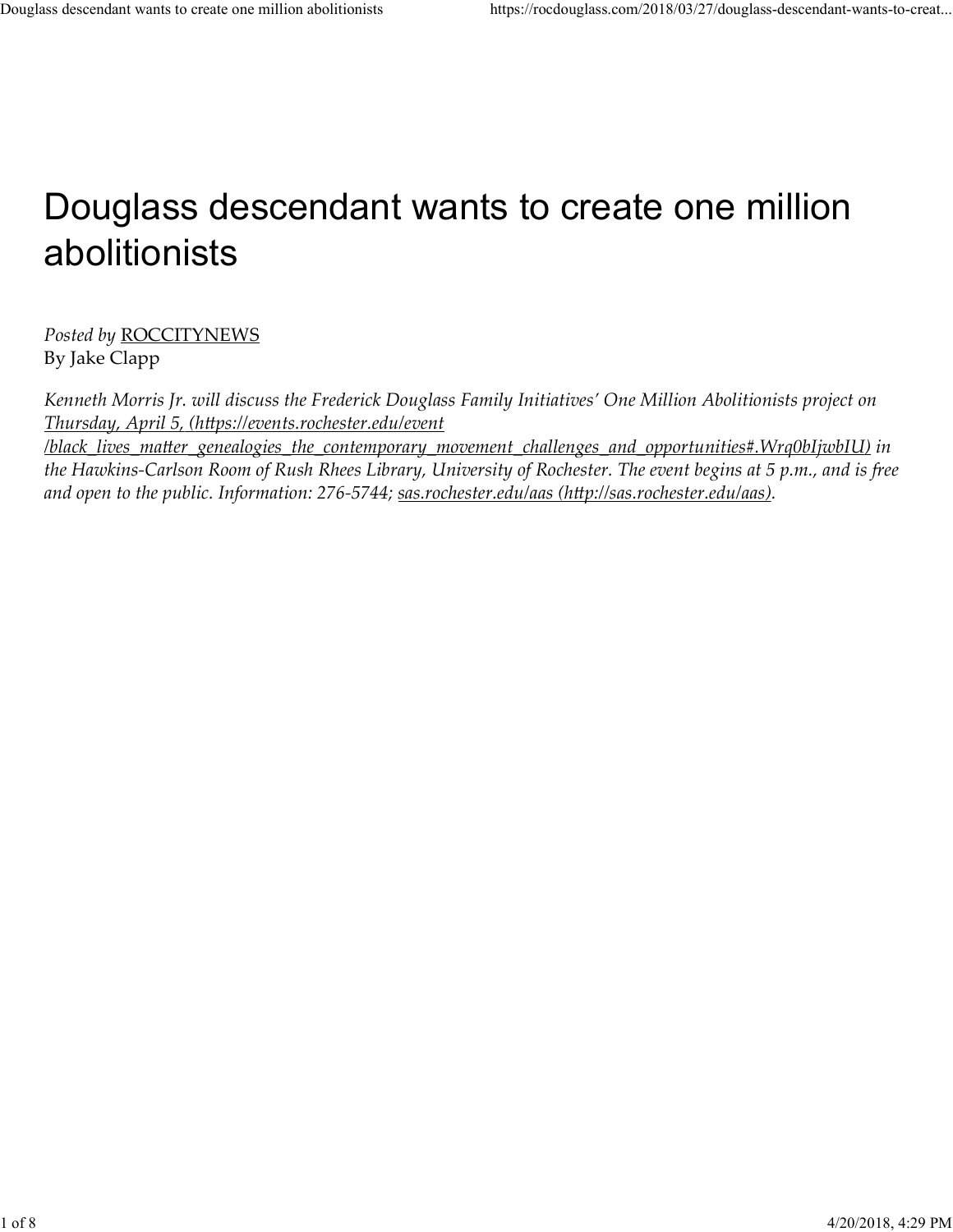# Douglass descendant wants to create one million abolitionists

*Posted by* ROCCITYNEWS
By Jake Clapp

*Kenneth Morris Jr. will discuss the Frederick Douglass Family Initiatives' One Million Abolitionists project on Thursday, April 5, (https://events.rochester.edu/event/black_lives_matter_genealogies_the_contemporary_movement_challenges_and_opportunities#.Wrq0bIjwbIU) in the Hawkins-Carlson Room of Rush Rhees Library, University of Rochester. The event begins at 5 p.m., and is free and open to the public. Information: 276-5744; sas.rochester.edu/aas (http://sas.rochester.edu/aas).*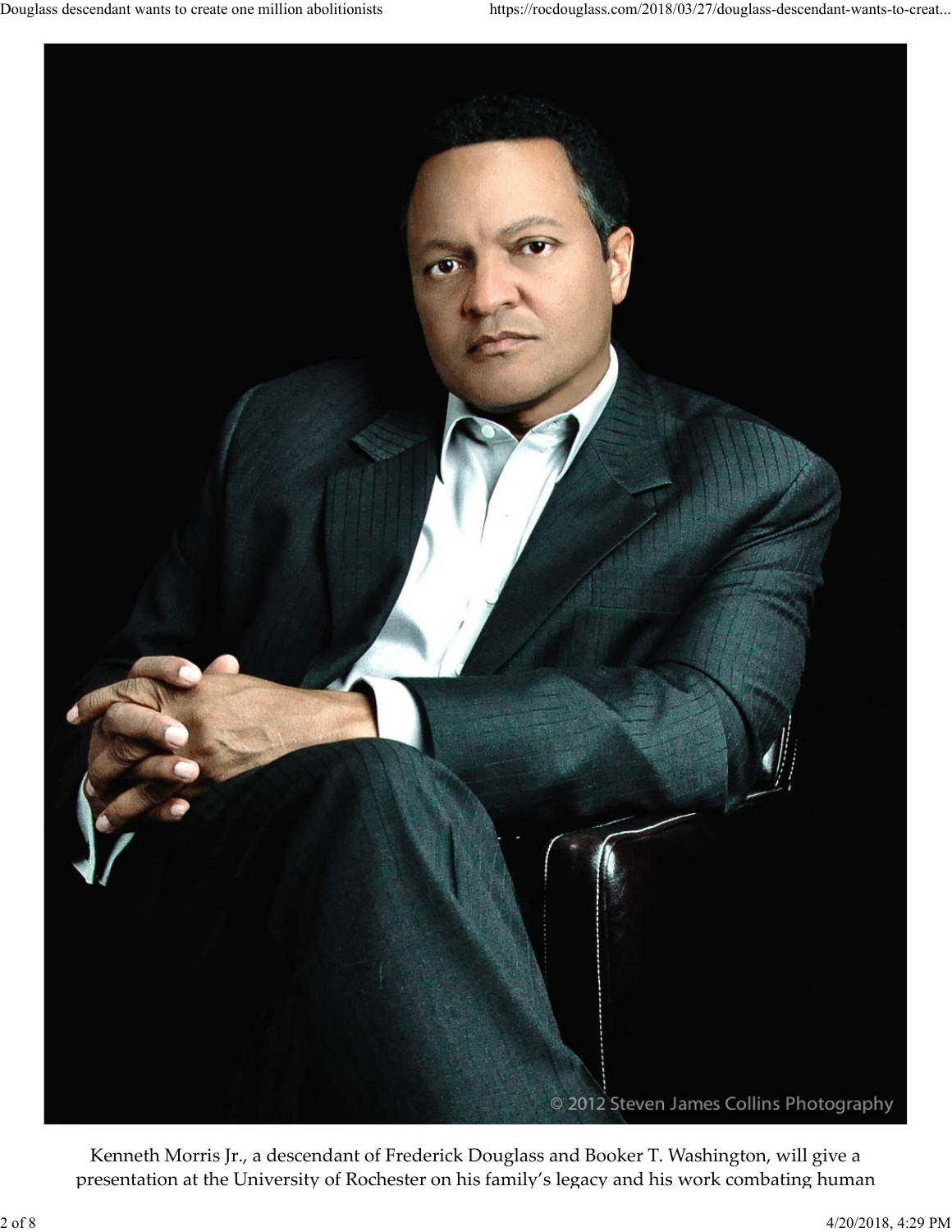Kenneth Morris Jr., a descendant of Frederick Douglass and Booker T. Washington, will give a presentation at the University of Rochester on his family's legacy and his work combating human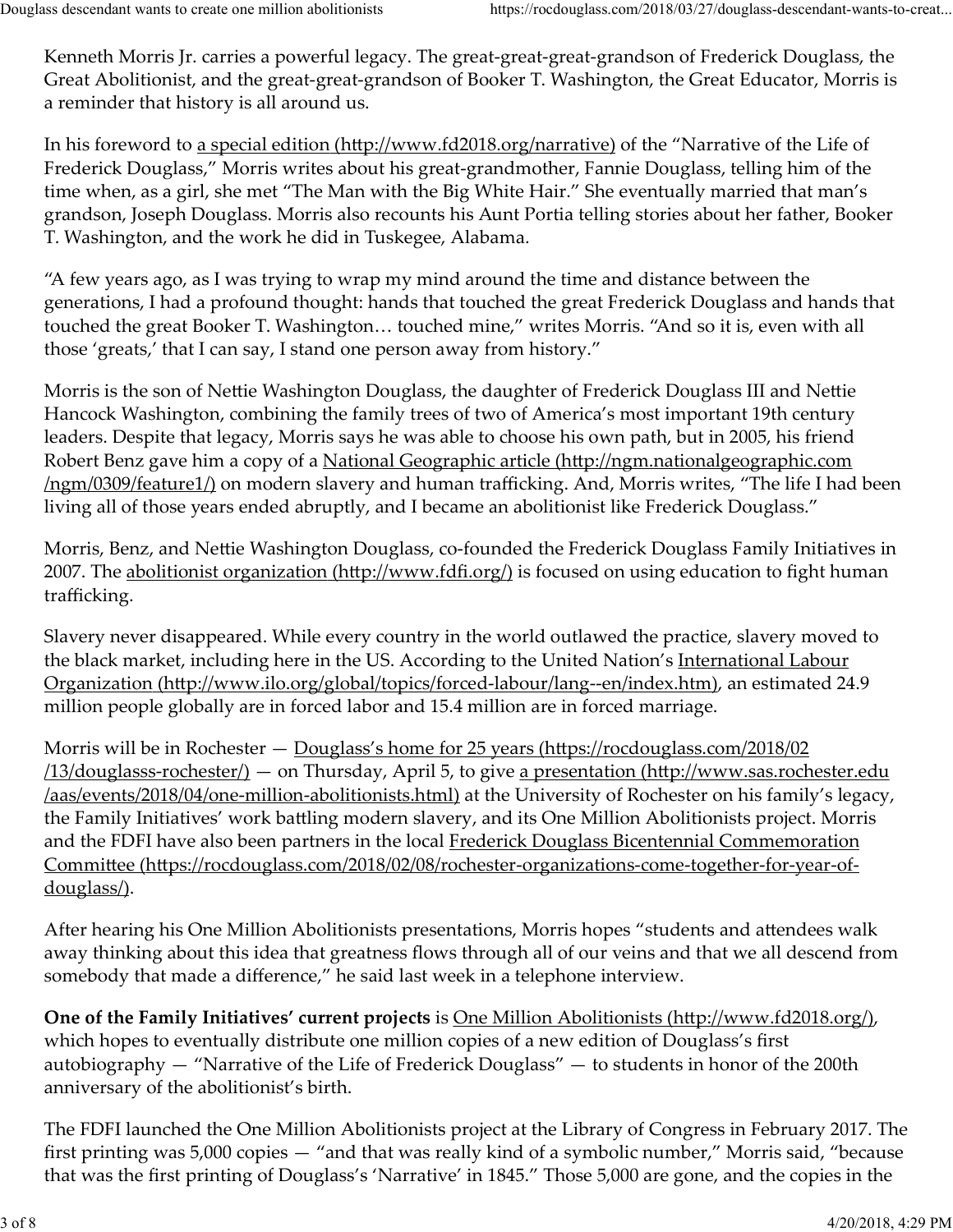Kenneth Morris Jr. carries a powerful legacy. The great-great-great-grandson of Frederick Douglass, the Great Abolitionist, and the great-great-grandson of Booker T. Washington, the Great Educator, Morris is a reminder that history is all around us.

In his foreword to a special edition (http://www.fd2018.org/narrative) of the "Narrative of the Life of Frederick Douglass," Morris writes about his great-grandmother, Fannie Douglass, telling him of the time when, as a girl, she met "The Man with the Big White Hair." She eventually married that man's grandson, Joseph Douglass. Morris also recounts his Aunt Portia telling stories about her father, Booker T. Washington, and the work he did in Tuskegee, Alabama.

"A few years ago, as I was trying to wrap my mind around the time and distance between the generations, I had a profound thought: hands that touched the great Frederick Douglass and hands that touched the great Booker T. Washington… touched mine," writes Morris. "And so it is, even with all those 'greats,' that I can say, I stand one person away from history."

Morris is the son of Nettie Washington Douglass, the daughter of Frederick Douglass III and Nettie Hancock Washington, combining the family trees of two of America's most important 19th century leaders. Despite that legacy, Morris says he was able to choose his own path, but in 2005, his friend Robert Benz gave him a copy of a National Geographic article (http://ngm.nationalgeographic.com/ngm/0309/feature1/) on modern slavery and human trafficking. And, Morris writes, "The life I had been living all of those years ended abruptly, and I became an abolitionist like Frederick Douglass."

Morris, Benz, and Nettie Washington Douglass, co-founded the Frederick Douglass Family Initiatives in 2007. The abolitionist organization (http://www.fdfi.org/) is focused on using education to fight human trafficking.

Slavery never disappeared. While every country in the world outlawed the practice, slavery moved to the black market, including here in the US. According to the United Nation's International Labour Organization (http://www.ilo.org/global/topics/forced-labour/lang--en/index.htm), an estimated 24.9 million people globally are in forced labor and 15.4 million are in forced marriage.

Morris will be in Rochester — Douglass's home for 25 years (https://rocdouglass.com/2018/02/13/douglasss-rochester/) — on Thursday, April 5, to give a presentation (http://www.sas.rochester.edu/aas/events/2018/04/one-million-abolitionists.html) at the University of Rochester on his family's legacy, the Family Initiatives' work battling modern slavery, and its One Million Abolitionists project. Morris and the FDFI have also been partners in the local Frederick Douglass Bicentennial Commemoration Committee (https://rocdouglass.com/2018/02/08/rochester-organizations-come-together-for-year-of-douglass/).

After hearing his One Million Abolitionists presentations, Morris hopes "students and attendees walk away thinking about this idea that greatness flows through all of our veins and that we all descend from somebody that made a difference," he said last week in a telephone interview.

**One of the Family Initiatives' current projects** is One Million Abolitionists (http://www.fd2018.org/), which hopes to eventually distribute one million copies of a new edition of Douglass's first autobiography — "Narrative of the Life of Frederick Douglass" — to students in honor of the 200th anniversary of the abolitionist's birth.

The FDFI launched the One Million Abolitionists project at the Library of Congress in February 2017. The first printing was 5,000 copies — "and that was really kind of a symbolic number," Morris said, "because that was the first printing of Douglass's 'Narrative' in 1845." Those 5,000 are gone, and the copies in the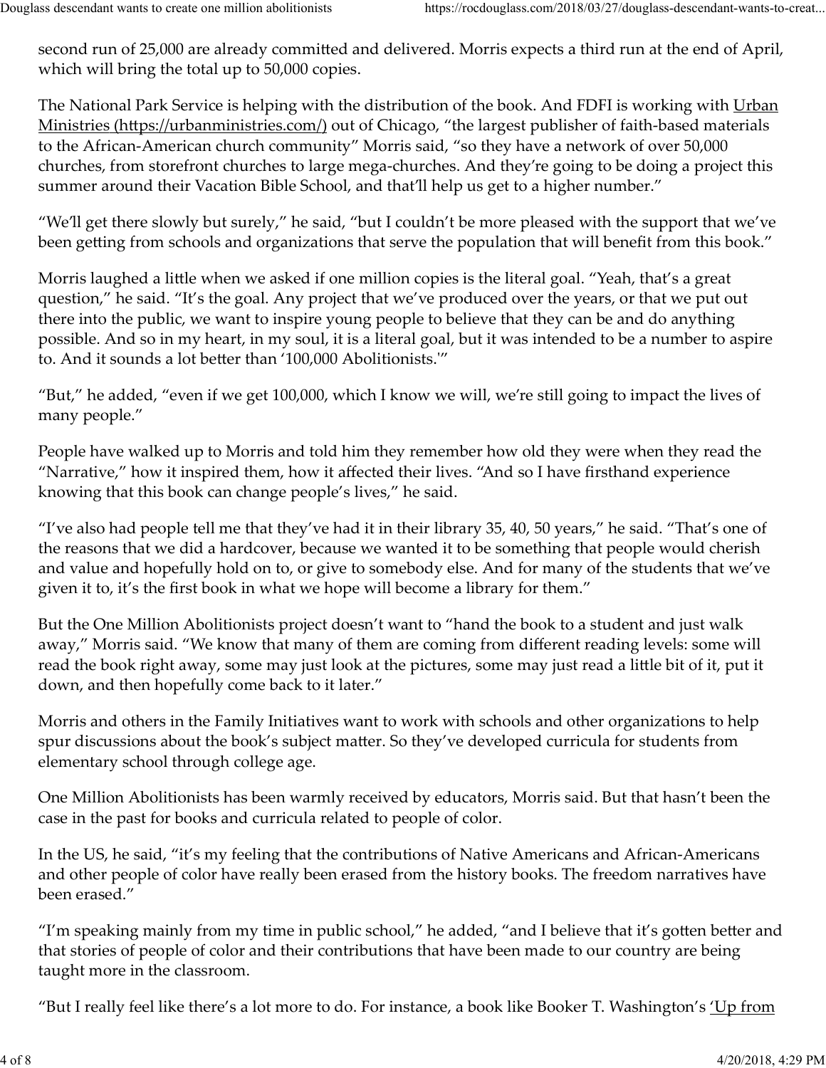second run of 25,000 are already committed and delivered. Morris expects a third run at the end of April, which will bring the total up to 50,000 copies.

The National Park Service is helping with the distribution of the book. And FDFI is working with Urban Ministries (https://urbanministries.com/) out of Chicago, "the largest publisher of faith-based materials to the African-American church community" Morris said, "so they have a network of over 50,000 churches, from storefront churches to large mega-churches. And they're going to be doing a project this summer around their Vacation Bible School, and that'll help us get to a higher number."

"We'll get there slowly but surely," he said, "but I couldn't be more pleased with the support that we've been getting from schools and organizations that serve the population that will benefit from this book."

Morris laughed a little when we asked if one million copies is the literal goal. "Yeah, that's a great question," he said. "It's the goal. Any project that we've produced over the years, or that we put out there into the public, we want to inspire young people to believe that they can be and do anything possible. And so in my heart, in my soul, it is a literal goal, but it was intended to be a number to aspire to. And it sounds a lot better than '100,000 Abolitionists.'"

"But," he added, "even if we get 100,000, which I know we will, we're still going to impact the lives of many people."

People have walked up to Morris and told him they remember how old they were when they read the "Narrative," how it inspired them, how it affected their lives. "And so I have firsthand experience knowing that this book can change people's lives," he said.

"I've also had people tell me that they've had it in their library 35, 40, 50 years," he said. "That's one of the reasons that we did a hardcover, because we wanted it to be something that people would cherish and value and hopefully hold on to, or give to somebody else. And for many of the students that we've given it to, it's the first book in what we hope will become a library for them."

But the One Million Abolitionists project doesn't want to "hand the book to a student and just walk away," Morris said. "We know that many of them are coming from different reading levels: some will read the book right away, some may just look at the pictures, some may just read a little bit of it, put it down, and then hopefully come back to it later."

Morris and others in the Family Initiatives want to work with schools and other organizations to help spur discussions about the book's subject matter. So they've developed curricula for students from elementary school through college age.

One Million Abolitionists has been warmly received by educators, Morris said. But that hasn't been the case in the past for books and curricula related to people of color.

In the US, he said, "it's my feeling that the contributions of Native Americans and African-Americans and other people of color have really been erased from the history books. The freedom narratives have been erased."

"I'm speaking mainly from my time in public school," he added, "and I believe that it's gotten better and that stories of people of color and their contributions that have been made to our country are being taught more in the classroom.

"But I really feel like there's a lot more to do. For instance, a book like Booker T. Washington's 'Up from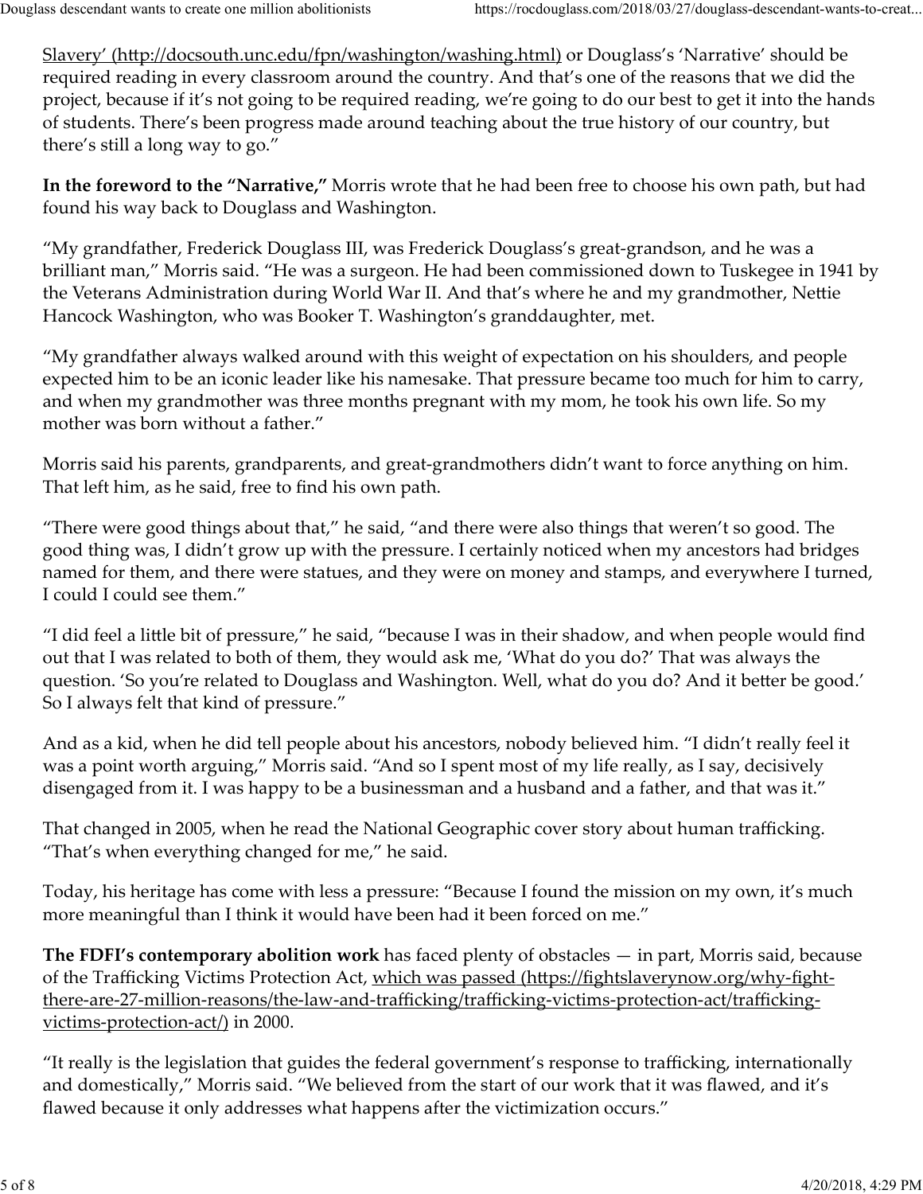Slavery' (http://docsouth.unc.edu/fpn/washington/washing.html) or Douglass's 'Narrative' should be required reading in every classroom around the country. And that's one of the reasons that we did the project, because if it's not going to be required reading, we're going to do our best to get it into the hands of students. There's been progress made around teaching about the true history of our country, but there's still a long way to go."

**In the foreword to the "Narrative,"** Morris wrote that he had been free to choose his own path, but had found his way back to Douglass and Washington.

"My grandfather, Frederick Douglass III, was Frederick Douglass's great-grandson, and he was a brilliant man," Morris said. "He was a surgeon. He had been commissioned down to Tuskegee in 1941 by the Veterans Administration during World War II. And that's where he and my grandmother, Nettie Hancock Washington, who was Booker T. Washington's granddaughter, met.

"My grandfather always walked around with this weight of expectation on his shoulders, and people expected him to be an iconic leader like his namesake. That pressure became too much for him to carry, and when my grandmother was three months pregnant with my mom, he took his own life. So my mother was born without a father."

Morris said his parents, grandparents, and great-grandmothers didn't want to force anything on him. That left him, as he said, free to find his own path.

"There were good things about that," he said, "and there were also things that weren't so good. The good thing was, I didn't grow up with the pressure. I certainly noticed when my ancestors had bridges named for them, and there were statues, and they were on money and stamps, and everywhere I turned, I could I could see them."

"I did feel a little bit of pressure," he said, "because I was in their shadow, and when people would find out that I was related to both of them, they would ask me, 'What do you do?' That was always the question. 'So you're related to Douglass and Washington. Well, what do you do? And it better be good.' So I always felt that kind of pressure."

And as a kid, when he did tell people about his ancestors, nobody believed him. "I didn't really feel it was a point worth arguing," Morris said. "And so I spent most of my life really, as I say, decisively disengaged from it. I was happy to be a businessman and a husband and a father, and that was it."

That changed in 2005, when he read the National Geographic cover story about human trafficking. "That's when everything changed for me," he said.

Today, his heritage has come with less a pressure: "Because I found the mission on my own, it's much more meaningful than I think it would have been had it been forced on me."

**The FDFI's contemporary abolition work** has faced plenty of obstacles — in part, Morris said, because of the Trafficking Victims Protection Act, which was passed (https://fightslaverynow.org/why-fight-there-are-27-million-reasons/the-law-and-trafficking/trafficking-victims-protection-act/trafficking-victims-protection-act/) in 2000.

"It really is the legislation that guides the federal government's response to trafficking, internationally and domestically," Morris said. "We believed from the start of our work that it was flawed, and it's flawed because it only addresses what happens after the victimization occurs."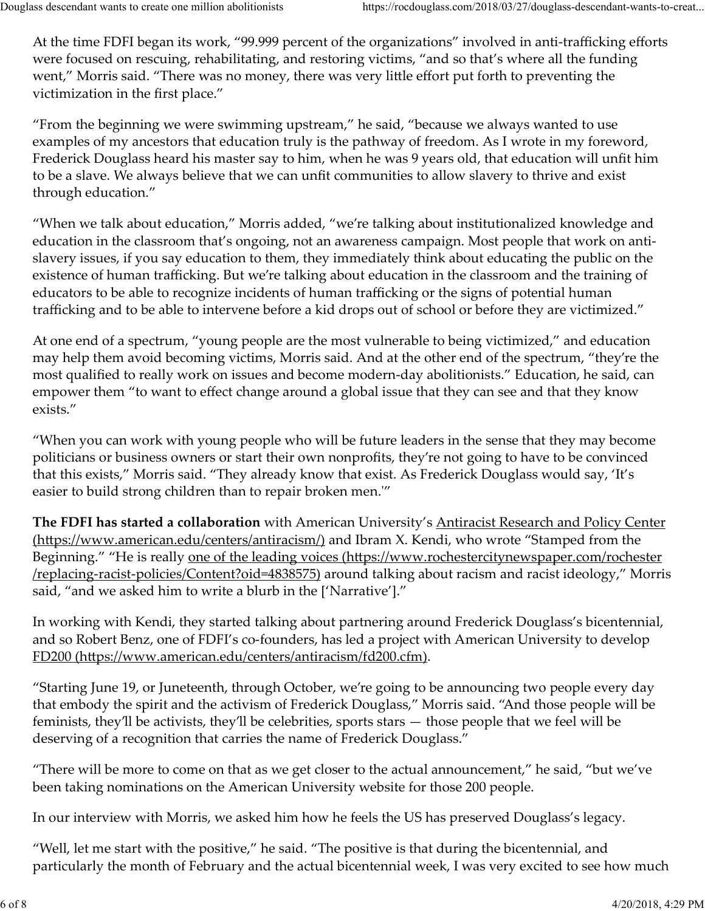At the time FDFI began its work, "99.999 percent of the organizations" involved in anti-trafficking efforts were focused on rescuing, rehabilitating, and restoring victims, "and so that's where all the funding went," Morris said. "There was no money, there was very little effort put forth to preventing the victimization in the first place."

"From the beginning we were swimming upstream," he said, "because we always wanted to use examples of my ancestors that education truly is the pathway of freedom. As I wrote in my foreword, Frederick Douglass heard his master say to him, when he was 9 years old, that education will unfit him to be a slave. We always believe that we can unfit communities to allow slavery to thrive and exist through education."

"When we talk about education," Morris added, "we're talking about institutionalized knowledge and education in the classroom that's ongoing, not an awareness campaign. Most people that work on anti-slavery issues, if you say education to them, they immediately think about educating the public on the existence of human trafficking. But we're talking about education in the classroom and the training of educators to be able to recognize incidents of human trafficking or the signs of potential human trafficking and to be able to intervene before a kid drops out of school or before they are victimized."

At one end of a spectrum, "young people are the most vulnerable to being victimized," and education may help them avoid becoming victims, Morris said. And at the other end of the spectrum, "they're the most qualified to really work on issues and become modern-day abolitionists." Education, he said, can empower them "to want to effect change around a global issue that they can see and that they know exists."

"When you can work with young people who will be future leaders in the sense that they may become politicians or business owners or start their own nonprofits, they're not going to have to be convinced that this exists," Morris said. "They already know that exist. As Frederick Douglass would say, 'It's easier to build strong children than to repair broken men.'"

**The FDFI has started a collaboration** with American University's Antiracist Research and Policy Center (https://www.american.edu/centers/antiracism/) and Ibram X. Kendi, who wrote "Stamped from the Beginning." "He is really one of the leading voices (https://www.rochestercitynewspaper.com/rochester/replacing-racist-policies/Content?oid=4838575) around talking about racism and racist ideology," Morris said, "and we asked him to write a blurb in the ['Narrative']."

In working with Kendi, they started talking about partnering around Frederick Douglass's bicentennial, and so Robert Benz, one of FDFI's co-founders, has led a project with American University to develop FD200 (https://www.american.edu/centers/antiracism/fd200.cfm).

"Starting June 19, or Juneteenth, through October, we're going to be announcing two people every day that embody the spirit and the activism of Frederick Douglass," Morris said. "And those people will be feminists, they'll be activists, they'll be celebrities, sports stars — those people that we feel will be deserving of a recognition that carries the name of Frederick Douglass."

"There will be more to come on that as we get closer to the actual announcement," he said, "but we've been taking nominations on the American University website for those 200 people.

In our interview with Morris, we asked him how he feels the US has preserved Douglass's legacy.

"Well, let me start with the positive," he said. "The positive is that during the bicentennial, and particularly the month of February and the actual bicentennial week, I was very excited to see how much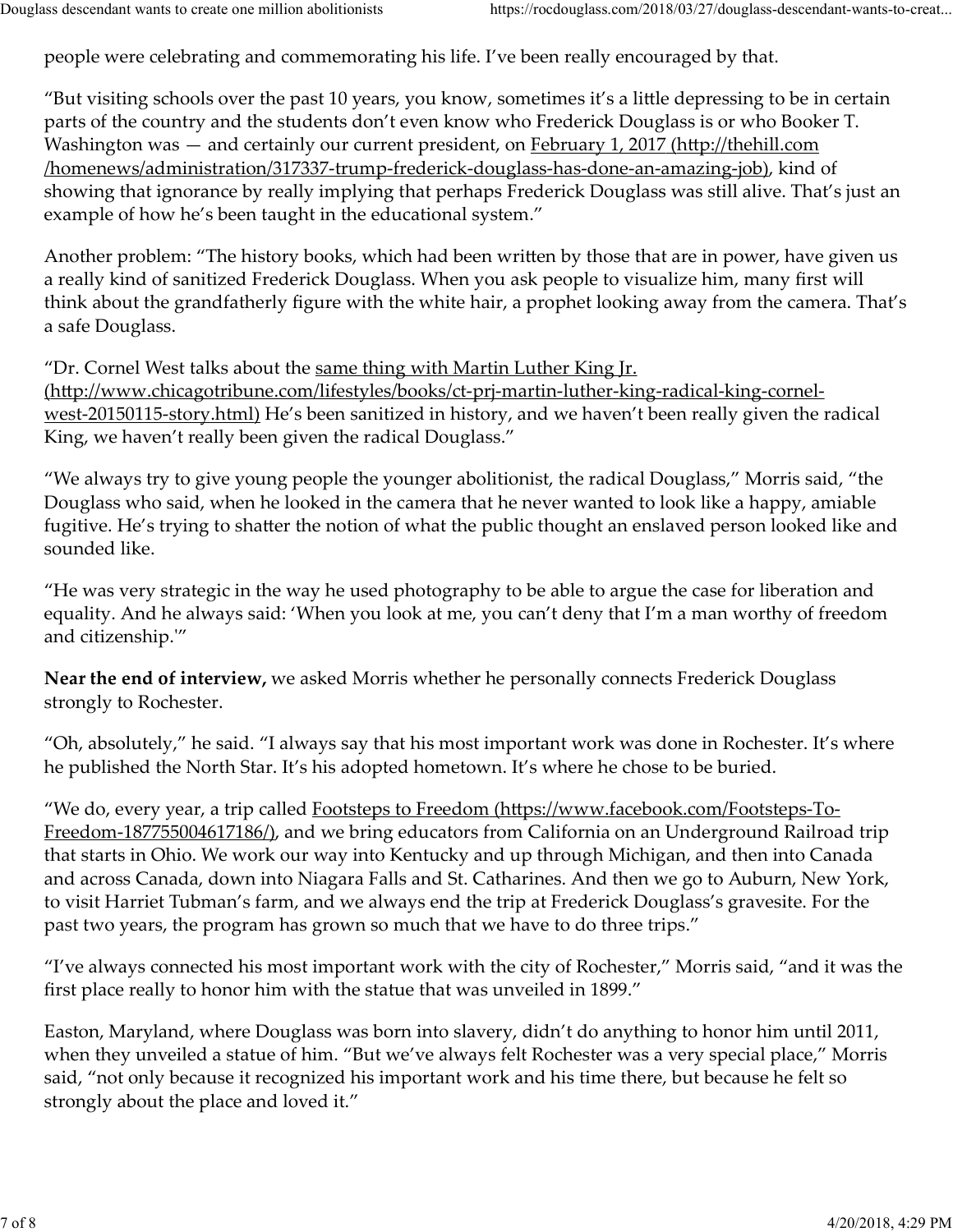people were celebrating and commemorating his life. I've been really encouraged by that.

"But visiting schools over the past 10 years, you know, sometimes it's a little depressing to be in certain parts of the country and the students don't even know who Frederick Douglass is or who Booker T. Washington was — and certainly our current president, on February 1, 2017 (http://thehill.com/homenews/administration/317337-trump-frederick-douglass-has-done-an-amazing-job), kind of showing that ignorance by really implying that perhaps Frederick Douglass was still alive. That's just an example of how he's been taught in the educational system."

Another problem: "The history books, which had been written by those that are in power, have given us a really kind of sanitized Frederick Douglass. When you ask people to visualize him, many first will think about the grandfatherly figure with the white hair, a prophet looking away from the camera. That's a safe Douglass.

"Dr. Cornel West talks about the same thing with Martin Luther King Jr. (http://www.chicagotribune.com/lifestyles/books/ct-prj-martin-luther-king-radical-king-cornel-west-20150115-story.html) He's been sanitized in history, and we haven't been really given the radical King, we haven't really been given the radical Douglass."

"We always try to give young people the younger abolitionist, the radical Douglass," Morris said, "the Douglass who said, when he looked in the camera that he never wanted to look like a happy, amiable fugitive. He's trying to shatter the notion of what the public thought an enslaved person looked like and sounded like.

"He was very strategic in the way he used photography to be able to argue the case for liberation and equality. And he always said: 'When you look at me, you can't deny that I'm a man worthy of freedom and citizenship.'"

**Near the end of interview,** we asked Morris whether he personally connects Frederick Douglass strongly to Rochester.

"Oh, absolutely," he said. "I always say that his most important work was done in Rochester. It's where he published the North Star. It's his adopted hometown. It's where he chose to be buried.

"We do, every year, a trip called Footsteps to Freedom (https://www.facebook.com/Footsteps-To-Freedom-187755004617186/), and we bring educators from California on an Underground Railroad trip that starts in Ohio. We work our way into Kentucky and up through Michigan, and then into Canada and across Canada, down into Niagara Falls and St. Catharines. And then we go to Auburn, New York, to visit Harriet Tubman's farm, and we always end the trip at Frederick Douglass's gravesite. For the past two years, the program has grown so much that we have to do three trips."

"I've always connected his most important work with the city of Rochester," Morris said, "and it was the first place really to honor him with the statue that was unveiled in 1899."

Easton, Maryland, where Douglass was born into slavery, didn't do anything to honor him until 2011, when they unveiled a statue of him. "But we've always felt Rochester was a very special place," Morris said, "not only because it recognized his important work and his time there, but because he felt so strongly about the place and loved it."